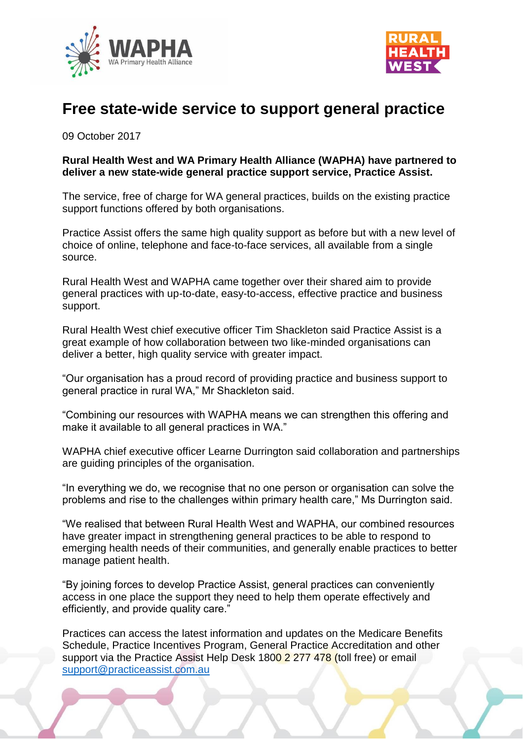# Free state-wide service to support general practice

09 October 2017

**Rural Health West and WA Primary Health Alliance (WAPHA) have partnered to deliver a new state-wide general practice support service, Practice Assist.**

The service, free of charge for WA general practices, builds on the existing practice support functions offered by both organisations.

Practice Assist offers the same high quality support as before but with a new level of choice of online, telephone and face-to-face services, all available from a single source.

Rural Health West and WAPHA came together over their shared aim to provide general practices with up-to-date, easy-to-access, effective practice and business support.

Rural Health West chief executive officer Tim Shackleton said Practice Assist is a great example of how collaboration between two like-minded organisations can deliver a better, high quality service with greater impact.

"Our organisation has a proud record of providing practice and business support to general practice in rural WA," Mr Shackleton said.

"Combining our resources with WAPHA means we can strengthen this offering and make it available to all general practices in WA."

WAPHA chief executive officer Learne Durrington said collaboration and partnerships are guiding principles of the organisation.

"In everything we do, we recognise that no one person or organisation can solve the problems and rise to the challenges within primary health care," Ms Durrington said.

"We realised that between Rural Health West and WAPHA, our combined resources have greater impact in strengthening general practices to be able to respond to emerging health needs of their communities, and generally enable practices to better manage patient health.

"By joining forces to develop Practice Assist, general practices can conveniently access in one place the support they need to help them operate effectively and efficiently, and provide quality care."

Practices can access the latest information and updates on the Medicare Benefits Schedule, Practice Incentives Program, General Practice Accreditation and other support via the Practice Assist Help Desk 1800 2 277 478 (toll free) or email support@practiceassist.com.au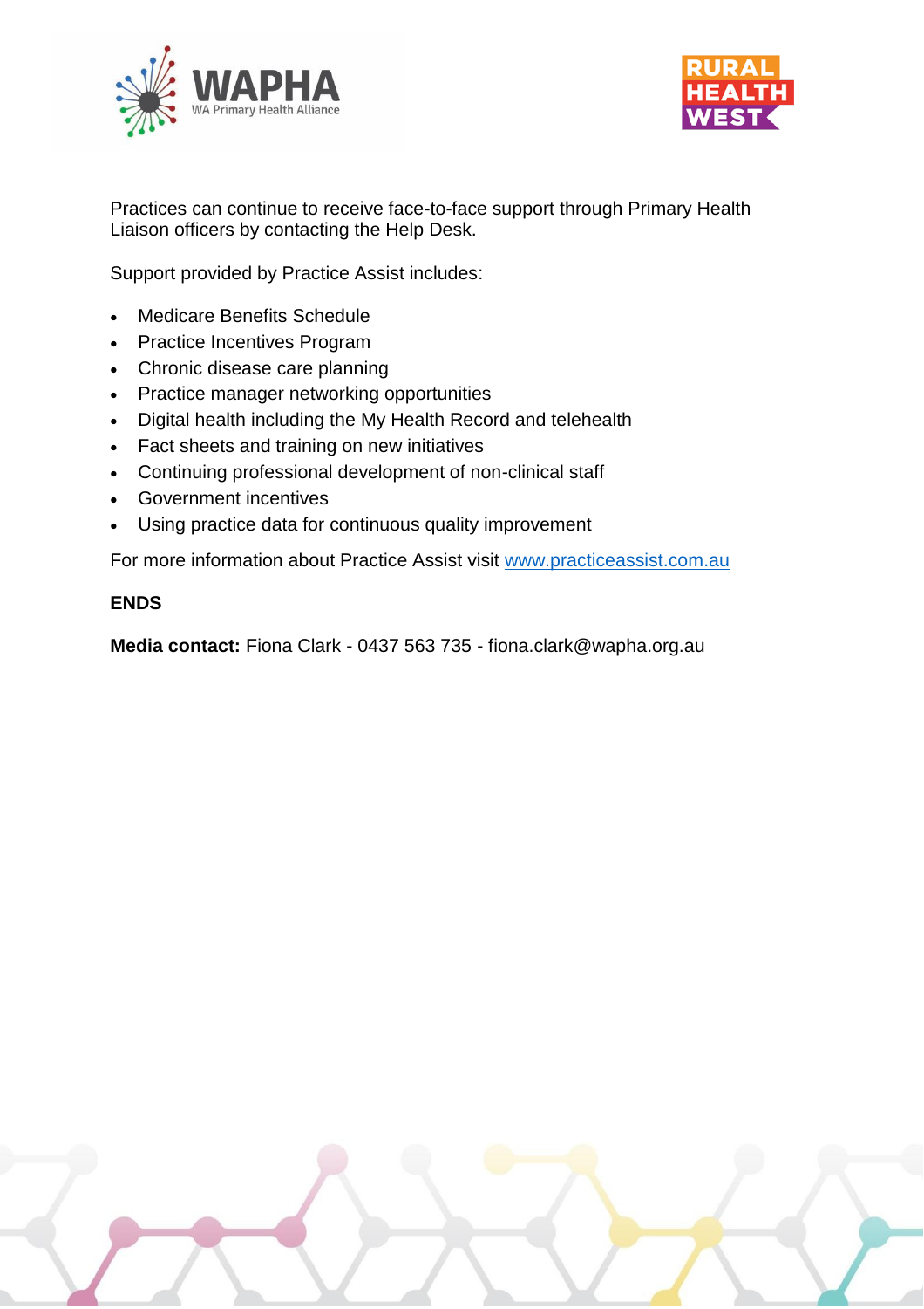Practices can continue to receive face-to-face support through Primary Health Liaison officers by contacting the Help Desk.

Support provided by Practice Assist includes:

- Medicare Benefits Schedule
- Practice Incentives Program
- Chronic disease care planning
- Practice manager networking opportunities
- Digital health including the My Health Record and telehealth
- Fact sheets and training on new initiatives
- Continuing professional development of non-clinical staff
- Government incentives
- Using practice data for continuous quality improvement

For more information about Practice Assist visit www.practiceassist.com.au

**ENDS**

**Media contact:** Fiona Clark - 0437 563 735 - fiona.clark@wapha.org.au